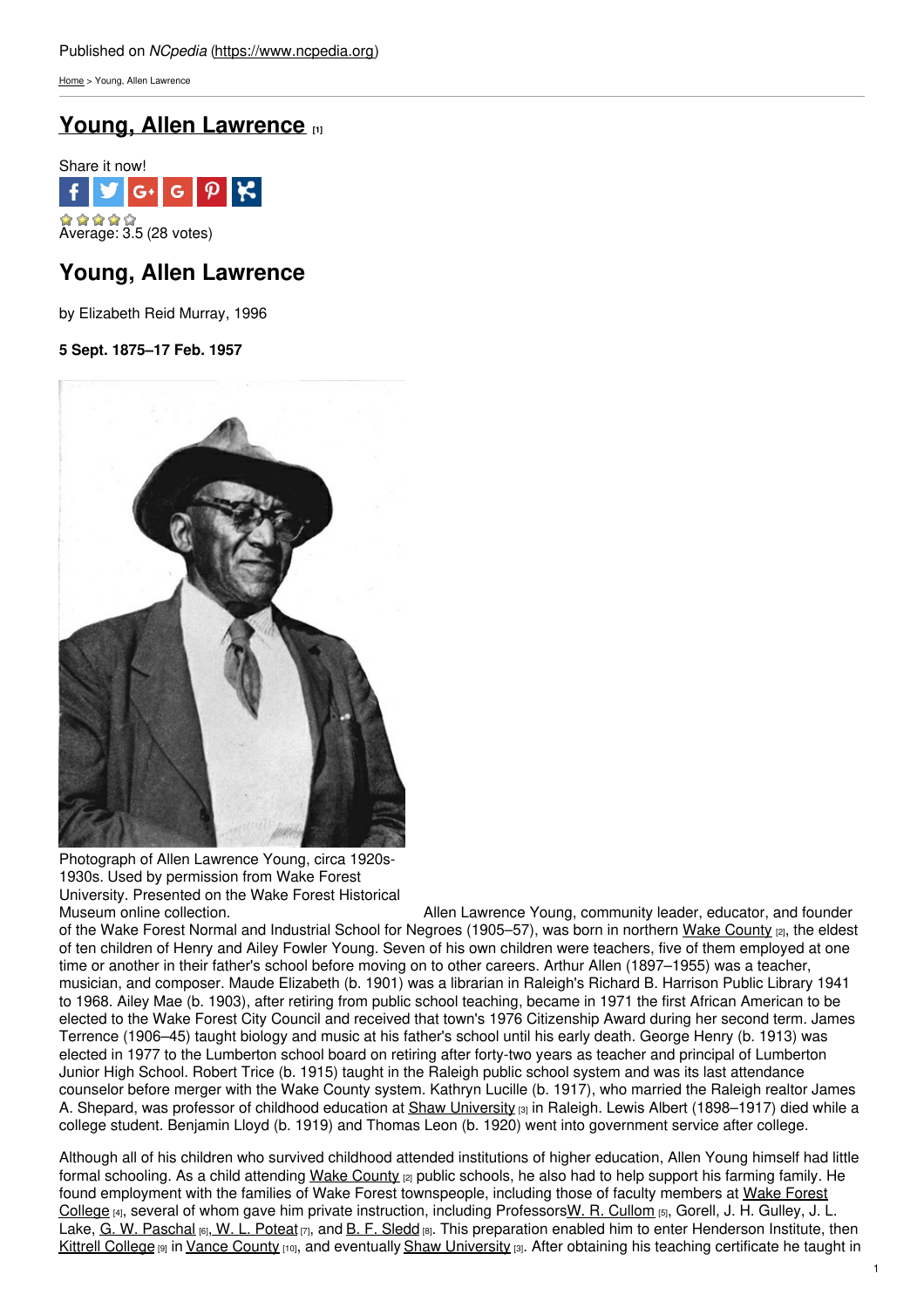Published on *NCpedia* (https://www.ncpedia.org)

Home > Young, Allen Lawrence

# Young, Allen Lawrence [1]

Share it now!

Average: 3.5 (28 votes)

## Young, Allen Lawrence

by Elizabeth Reid Murray, 1996

**5 Sept. 1875–17 Feb. 1957**

Photograph of Allen Lawrence Young, circa 1920s-1930s. Used by permission from Wake Forest University. Presented on the Wake Forest Historical Museum online collection.

Allen Lawrence Young, community leader, educator, and founder of the Wake Forest Normal and Industrial School for Negroes (1905–57), was born in northern Wake County [2], the eldest of ten children of Henry and Ailey Fowler Young. Seven of his own children were teachers, five of them employed at one time or another in their father's school before moving on to other careers. Arthur Allen (1897–1955) was a teacher, musician, and composer. Maude Elizabeth (b. 1901) was a librarian in Raleigh's Richard B. Harrison Public Library 1941 to 1968. Ailey Mae (b. 1903), after retiring from public school teaching, became in 1971 the first African American to be elected to the Wake Forest City Council and received that town's 1976 Citizenship Award during her second term. James Terrence (1906–45) taught biology and music at his father's school until his early death. George Henry (b. 1913) was elected in 1977 to the Lumberton school board on retiring after forty-two years as teacher and principal of Lumberton Junior High School. Robert Trice (b. 1915) taught in the Raleigh public school system and was its last attendance counselor before merger with the Wake County system. Kathryn Lucille (b. 1917), who married the Raleigh realtor James A. Shepard, was professor of childhood education at Shaw University [3] in Raleigh. Lewis Albert (1898–1917) died while a college student. Benjamin Lloyd (b. 1919) and Thomas Leon (b. 1920) went into government service after college.

Although all of his children who survived childhood attended institutions of higher education, Allen Young himself had little formal schooling. As a child attending Wake County [2] public schools, he also had to help support his farming family. He found employment with the families of Wake Forest townspeople, including those of faculty members at Wake Forest College [4], several of whom gave him private instruction, including Professors W. R. Cullom [5], Gorell, J. H. Gulley, J. L. Lake, G. W. Paschal [6], W. L. Poteat [7], and B. F. Sledd [8]. This preparation enabled him to enter Henderson Institute, then Kittrell College [9] in Vance County [10], and eventually Shaw University [3]. After obtaining his teaching certificate he taught in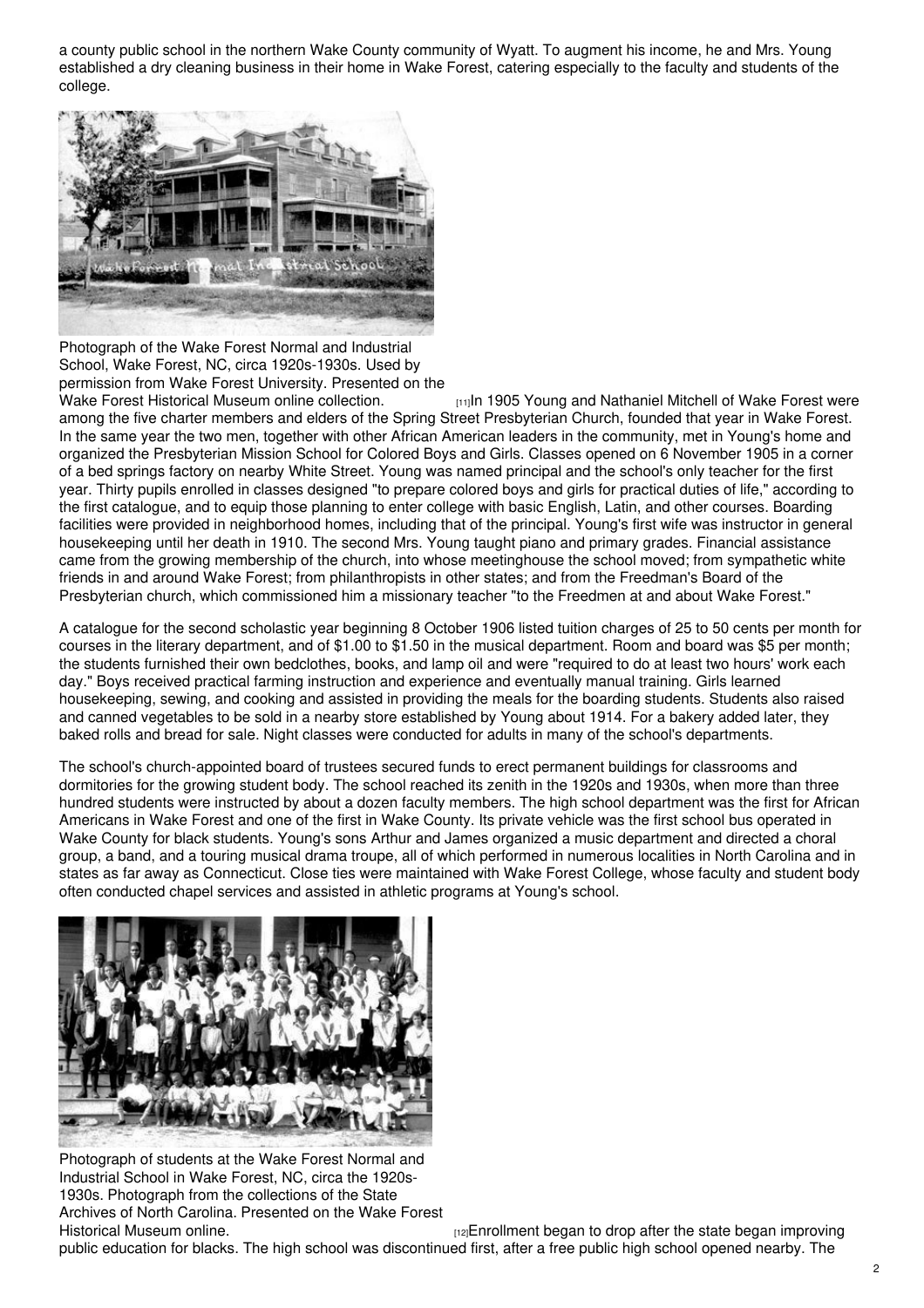a county public school in the northern Wake County community of Wyatt. To augment his income, he and Mrs. Young established a dry cleaning business in their home in Wake Forest, catering especially to the faculty and students of the college.

Photograph of the Wake Forest Normal and Industrial School, Wake Forest, NC, circa 1920s-1930s. Used by permission from Wake Forest University. Presented on the Wake Forest Historical Museum online collection.

[11]In 1905 Young and Nathaniel Mitchell of Wake Forest were among the five charter members and elders of the Spring Street Presbyterian Church, founded that year in Wake Forest. In the same year the two men, together with other African American leaders in the community, met in Young's home and organized the Presbyterian Mission School for Colored Boys and Girls. Classes opened on 6 November 1905 in a corner of a bed springs factory on nearby White Street. Young was named principal and the school's only teacher for the first year. Thirty pupils enrolled in classes designed "to prepare colored boys and girls for practical duties of life," according to the first catalogue, and to equip those planning to enter college with basic English, Latin, and other courses. Boarding facilities were provided in neighborhood homes, including that of the principal. Young's first wife was instructor in general housekeeping until her death in 1910. The second Mrs. Young taught piano and primary grades. Financial assistance came from the growing membership of the church, into whose meetinghouse the school moved; from sympathetic white friends in and around Wake Forest; from philanthropists in other states; and from the Freedman's Board of the Presbyterian church, which commissioned him a missionary teacher "to the Freedmen at and about Wake Forest."

A catalogue for the second scholastic year beginning 8 October 1906 listed tuition charges of 25 to 50 cents per month for courses in the literary department, and of $1.00 to $1.50 in the musical department. Room and board was $5 per month; the students furnished their own bedclothes, books, and lamp oil and were "required to do at least two hours' work each day." Boys received practical farming instruction and experience and eventually manual training. Girls learned housekeeping, sewing, and cooking and assisted in providing the meals for the boarding students. Students also raised and canned vegetables to be sold in a nearby store established by Young about 1914. For a bakery added later, they baked rolls and bread for sale. Night classes were conducted for adults in many of the school's departments.

The school's church-appointed board of trustees secured funds to erect permanent buildings for classrooms and dormitories for the growing student body. The school reached its zenith in the 1920s and 1930s, when more than three hundred students were instructed by about a dozen faculty members. The high school department was the first for African Americans in Wake Forest and one of the first in Wake County. Its private vehicle was the first school bus operated in Wake County for black students. Young's sons Arthur and James organized a music department and directed a choral group, a band, and a touring musical drama troupe, all of which performed in numerous localities in North Carolina and in states as far away as Connecticut. Close ties were maintained with Wake Forest College, whose faculty and student body often conducted chapel services and assisted in athletic programs at Young's school.

Photograph of students at the Wake Forest Normal and Industrial School in Wake Forest, NC, circa the 1920s-1930s. Photograph from the collections of the State Archives of North Carolina. Presented on the Wake Forest Historical Museum online.

[12]Enrollment began to drop after the state began improving public education for blacks. The high school was discontinued first, after a free public high school opened nearby. The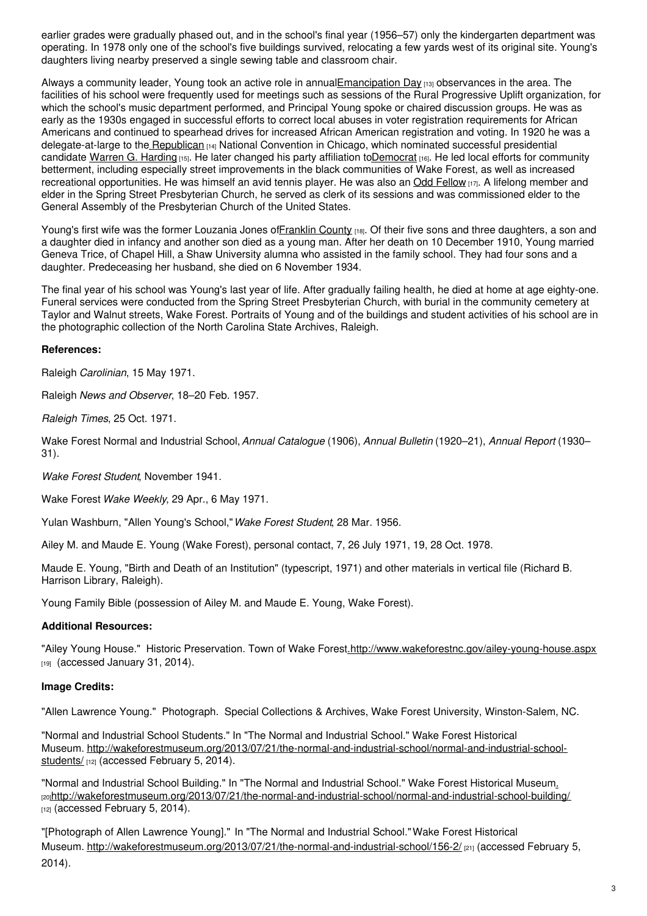earlier grades were gradually phased out, and in the school's final year (1956–57) only the kindergarten department was operating. In 1978 only one of the school's five buildings survived, relocating a few yards west of its original site. Young's daughters living nearby preserved a single sewing table and classroom chair.

Always a community leader, Young took an active role in annual Emancipation Day [13] observances in the area. The facilities of his school were frequently used for meetings such as sessions of the Rural Progressive Uplift organization, for which the school's music department performed, and Principal Young spoke or chaired discussion groups. He was as early as the 1930s engaged in successful efforts to correct local abuses in voter registration requirements for African Americans and continued to spearhead drives for increased African American registration and voting. In 1920 he was a delegate-at-large to the Republican [14] National Convention in Chicago, which nominated successful presidential candidate Warren G. Harding [15]. He later changed his party affiliation to Democrat [16]. He led local efforts for community betterment, including especially street improvements in the black communities of Wake Forest, as well as increased recreational opportunities. He was himself an avid tennis player. He was also an Odd Fellow [17]. A lifelong member and elder in the Spring Street Presbyterian Church, he served as clerk of its sessions and was commissioned elder to the General Assembly of the Presbyterian Church of the United States.

Young's first wife was the former Louzania Jones of Franklin County [18]. Of their five sons and three daughters, a son and a daughter died in infancy and another son died as a young man. After her death on 10 December 1910, Young married Geneva Trice, of Chapel Hill, a Shaw University alumna who assisted in the family school. They had four sons and a daughter. Predeceasing her husband, she died on 6 November 1934.

The final year of his school was Young's last year of life. After gradually failing health, he died at home at age eighty-one. Funeral services were conducted from the Spring Street Presbyterian Church, with burial in the community cemetery at Taylor and Walnut streets, Wake Forest. Portraits of Young and of the buildings and student activities of his school are in the photographic collection of the North Carolina State Archives, Raleigh.

**References:**

Raleigh *Carolinian*, 15 May 1971.

Raleigh *News and Observer*, 18–20 Feb. 1957.

*Raleigh Times*, 25 Oct. 1971.

Wake Forest Normal and Industrial School, *Annual Catalogue* (1906), *Annual Bulletin* (1920–21), *Annual Report* (1930–31).

*Wake Forest Student*, November 1941.

Wake Forest *Wake Weekly*, 29 Apr., 6 May 1971.

Yulan Washburn, "Allen Young's School," *Wake Forest Student*, 28 Mar. 1956.

Ailey M. and Maude E. Young (Wake Forest), personal contact, 7, 26 July 1971, 19, 28 Oct. 1978.

Maude E. Young, "Birth and Death of an Institution" (typescript, 1971) and other materials in vertical file (Richard B. Harrison Library, Raleigh).

Young Family Bible (possession of Ailey M. and Maude E. Young, Wake Forest).

**Additional Resources:**

"Ailey Young House." Historic Preservation. Town of Wake Forest. http://www.wakeforestnc.gov/ailey-young-house.aspx [19] (accessed January 31, 2014).

**Image Credits:**

"Allen Lawrence Young." Photograph. Special Collections & Archives, Wake Forest University, Winston-Salem, NC.

"Normal and Industrial School Students." In "The Normal and Industrial School." Wake Forest Historical Museum. http://wakeforestmuseum.org/2013/07/21/the-normal-and-industrial-school/normal-and-industrial-school-students/ [12] (accessed February 5, 2014).

"Normal and Industrial School Building." In "The Normal and Industrial School." Wake Forest Historical Museum. [20] http://wakeforestmuseum.org/2013/07/21/the-normal-and-industrial-school/normal-and-industrial-school-building/ [12] (accessed February 5, 2014).

"[Photograph of Allen Lawrence Young]." In "The Normal and Industrial School." Wake Forest Historical Museum. http://wakeforestmuseum.org/2013/07/21/the-normal-and-industrial-school/156-2/ [21] (accessed February 5, 2014).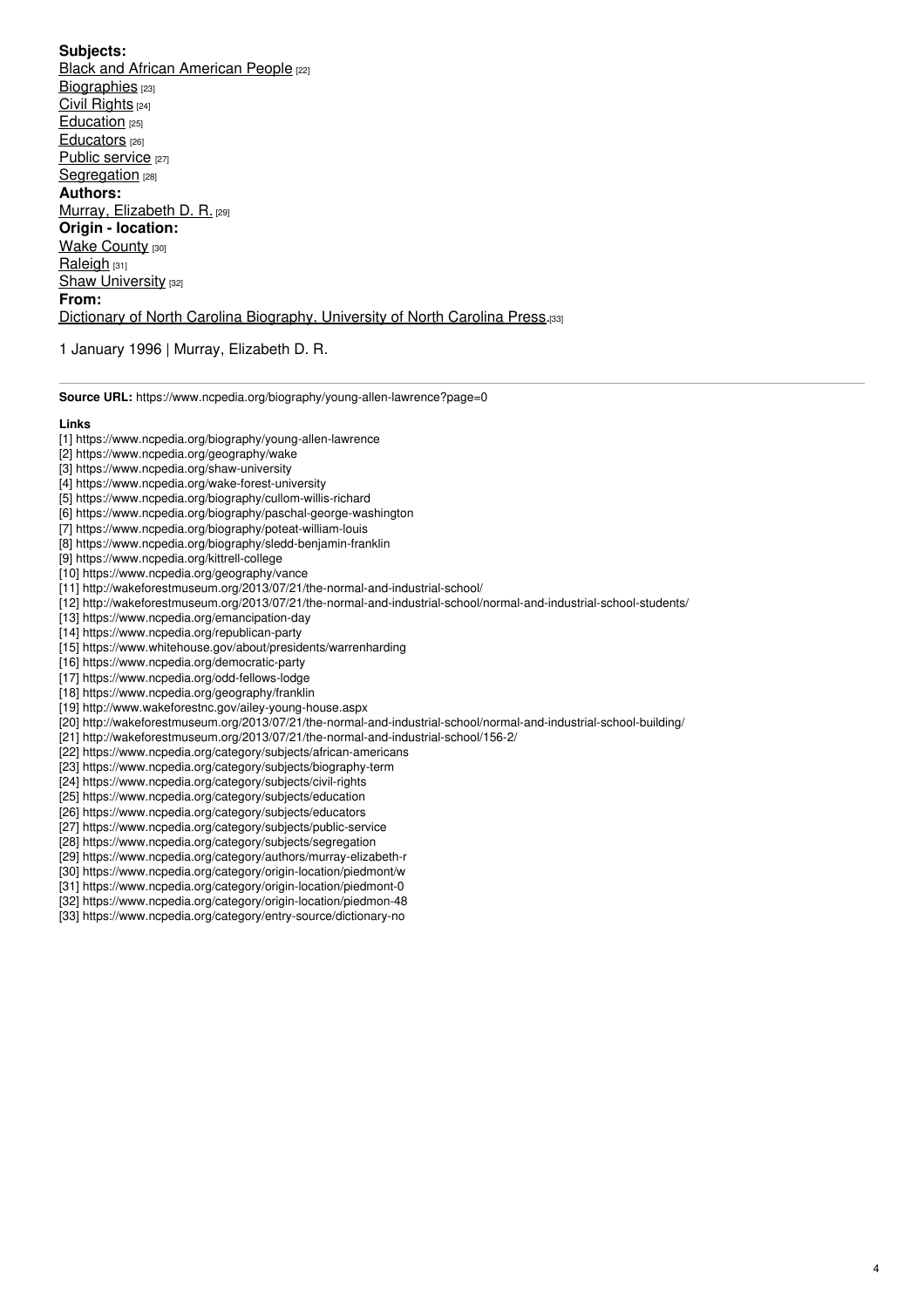**Subjects:**
Black and African American People [22]
Biographies [23]
Civil Rights [24]
Education [25]
Educators [26]
Public service [27]
Segregation [28]
**Authors:**
Murray, Elizabeth D. R. [29]
**Origin - location:**
Wake County [30]
Raleigh [31]
Shaw University [32]
**From:**
Dictionary of North Carolina Biography, University of North Carolina Press.[33]

1 January 1996 | Murray, Elizabeth D. R.

---

**Source URL:** https://www.ncpedia.org/biography/young-allen-lawrence?page=0

**Links**

[1] https://www.ncpedia.org/biography/young-allen-lawrence
[2] https://www.ncpedia.org/geography/wake
[3] https://www.ncpedia.org/shaw-university
[4] https://www.ncpedia.org/wake-forest-university
[5] https://www.ncpedia.org/biography/cullom-willis-richard
[6] https://www.ncpedia.org/biography/paschal-george-washington
[7] https://www.ncpedia.org/biography/poteat-william-louis
[8] https://www.ncpedia.org/biography/sledd-benjamin-franklin
[9] https://www.ncpedia.org/kittrell-college
[10] https://www.ncpedia.org/geography/vance
[11] http://wakeforestmuseum.org/2013/07/21/the-normal-and-industrial-school/
[12] http://wakeforestmuseum.org/2013/07/21/the-normal-and-industrial-school/normal-and-industrial-school-students/
[13] https://www.ncpedia.org/emancipation-day
[14] https://www.ncpedia.org/republican-party
[15] https://www.whitehouse.gov/about/presidents/warrenharding
[16] https://www.ncpedia.org/democratic-party
[17] https://www.ncpedia.org/odd-fellows-lodge
[18] https://www.ncpedia.org/geography/franklin
[19] http://www.wakeforestnc.gov/ailey-young-house.aspx
[20] http://wakeforestmuseum.org/2013/07/21/the-normal-and-industrial-school/normal-and-industrial-school-building/
[21] http://wakeforestmuseum.org/2013/07/21/the-normal-and-industrial-school/156-2/
[22] https://www.ncpedia.org/category/subjects/african-americans
[23] https://www.ncpedia.org/category/subjects/biography-term
[24] https://www.ncpedia.org/category/subjects/civil-rights
[25] https://www.ncpedia.org/category/subjects/education
[26] https://www.ncpedia.org/category/subjects/educators
[27] https://www.ncpedia.org/category/subjects/public-service
[28] https://www.ncpedia.org/category/subjects/segregation
[29] https://www.ncpedia.org/category/authors/murray-elizabeth-r
[30] https://www.ncpedia.org/category/origin-location/piedmont/w
[31] https://www.ncpedia.org/category/origin-location/piedmont-0
[32] https://www.ncpedia.org/category/origin-location/piedmon-48
[33] https://www.ncpedia.org/category/entry-source/dictionary-no